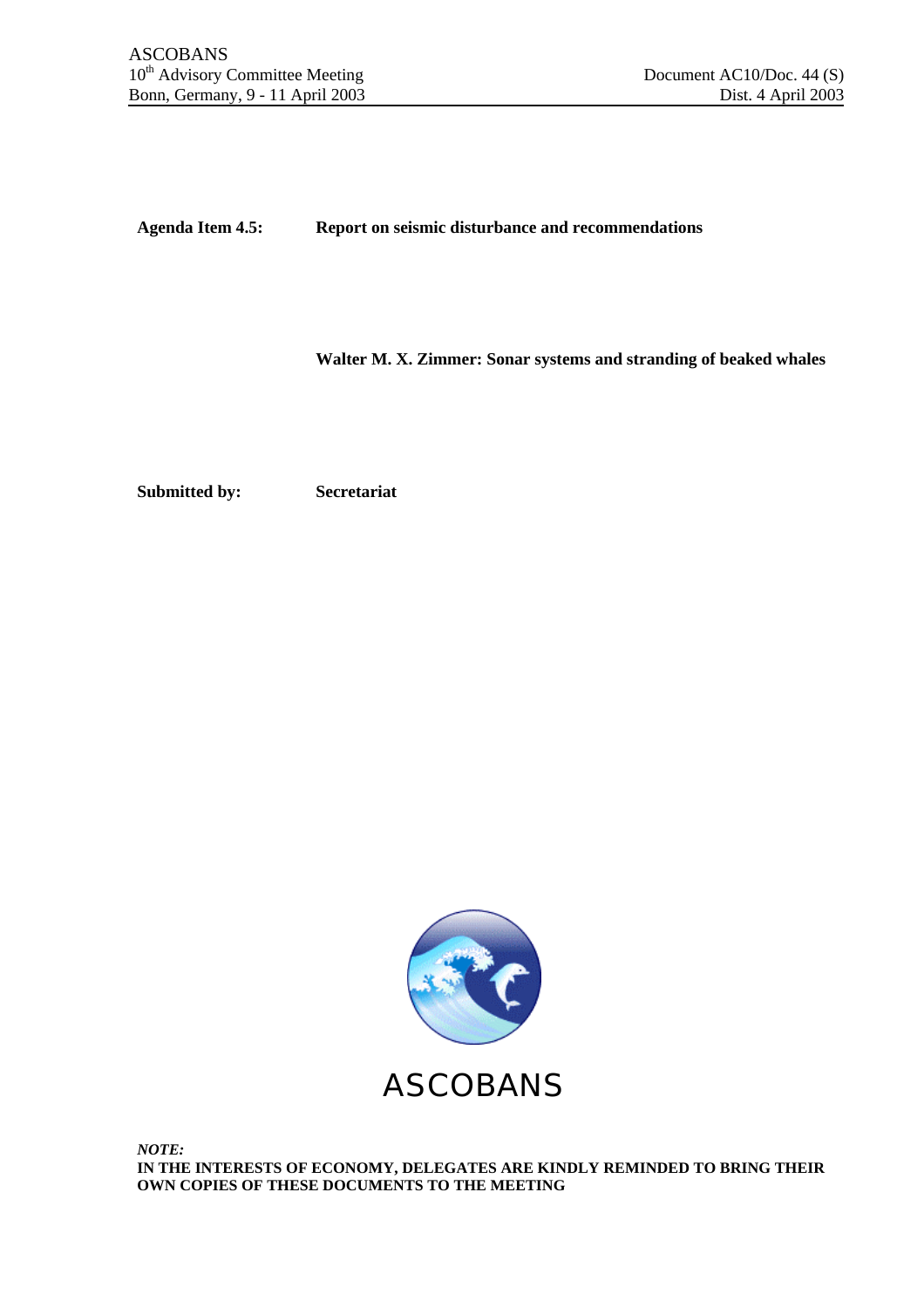ASCOBANS
10th Advisory Committee Meeting
Bonn, Germany, 9 - 11 April 2003

Document AC10/Doc. 44 (S)
Dist. 4 April 2003

**Agenda Item 4.5:** **Report on seismic disturbance and recommendations**

**Walter M. X. Zimmer: Sonar systems and stranding of beaked whales**

**Submitted by:** **Secretariat**

ASCOBANS

***NOTE:***
**IN THE INTERESTS OF ECONOMY, DELEGATES ARE KINDLY REMINDED TO BRING THEIR OWN COPIES OF THESE DOCUMENTS TO THE MEETING**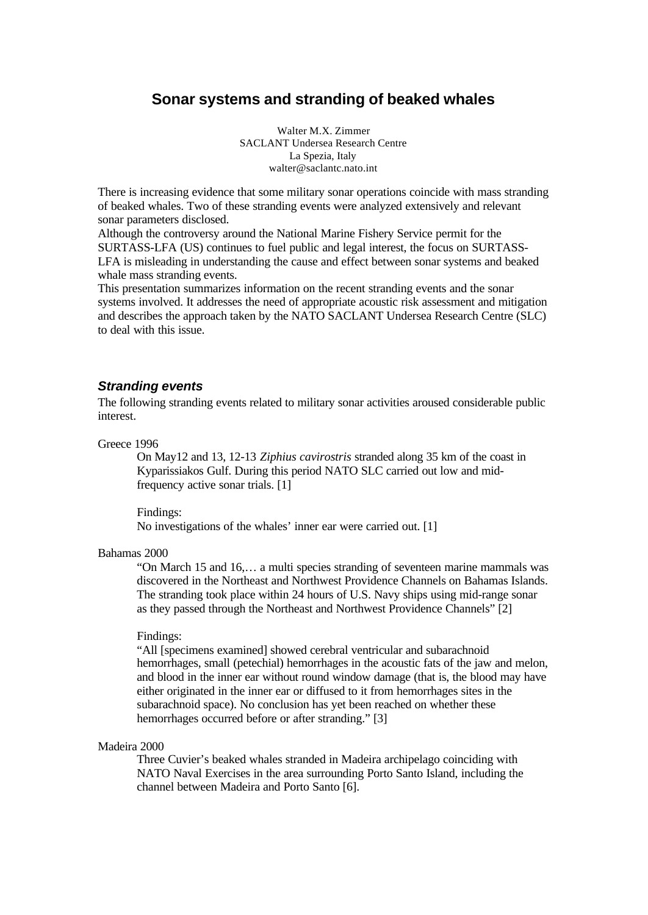# Sonar systems and stranding of beaked whales

Walter M.X. Zimmer
SACLANT Undersea Research Centre
La Spezia, Italy
walter@saclantc.nato.int

There is increasing evidence that some military sonar operations coincide with mass stranding of beaked whales. Two of these stranding events were analyzed extensively and relevant sonar parameters disclosed.
Although the controversy around the National Marine Fishery Service permit for the SURTASS-LFA (US) continues to fuel public and legal interest, the focus on SURTASS-LFA is misleading in understanding the cause and effect between sonar systems and beaked whale mass stranding events.
This presentation summarizes information on the recent stranding events and the sonar systems involved. It addresses the need of appropriate acoustic risk assessment and mitigation and describes the approach taken by the NATO SACLANT Undersea Research Centre (SLC) to deal with this issue.

## *Stranding events*

The following stranding events related to military sonar activities aroused considerable public interest.

Greece 1996

> On May12 and 13, 12-13 *Ziphius cavirostris* stranded along 35 km of the coast in Kyparissiakos Gulf. During this period NATO SLC carried out low and mid-frequency active sonar trials. [1]
>
> Findings:
> No investigations of the whales' inner ear were carried out. [1]

Bahamas 2000

> "On March 15 and 16,… a multi species stranding of seventeen marine mammals was discovered in the Northeast and Northwest Providence Channels on Bahamas Islands. The stranding took place within 24 hours of U.S. Navy ships using mid-range sonar as they passed through the Northeast and Northwest Providence Channels" [2]
>
> Findings:
> "All [specimens examined] showed cerebral ventricular and subarachnoid hemorrhages, small (petechial) hemorrhages in the acoustic fats of the jaw and melon, and blood in the inner ear without round window damage (that is, the blood may have either originated in the inner ear or diffused to it from hemorrhages sites in the subarachnoid space). No conclusion has yet been reached on whether these hemorrhages occurred before or after stranding." [3]

Madeira 2000

> Three Cuvier's beaked whales stranded in Madeira archipelago coinciding with NATO Naval Exercises in the area surrounding Porto Santo Island, including the channel between Madeira and Porto Santo [6].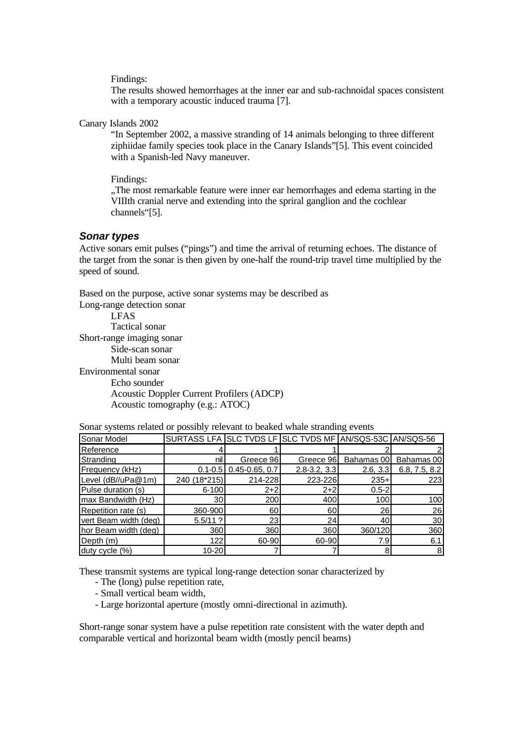Findings:

The results showed hemorrhages at the inner ear and sub-rachnoidal spaces consistent with a temporary acoustic induced trauma [7].

Canary Islands 2002

"In September 2002, a massive stranding of 14 animals belonging to three different ziphiidae family species took place in the Canary Islands"[5]. This event coincided with a Spanish-led Navy maneuver.

Findings:

„The most remarkable feature were inner ear hemorrhages and edema starting in the VIIIth cranial nerve and extending into the spriral ganglion and the cochlear channels"[5].

### *Sonar types*

Active sonars emit pulses ("pings") and time the arrival of returning echoes. The distance of the target from the sonar is then given by one-half the round-trip travel time multiplied by the speed of sound.

Based on the purpose, active sonar systems may be described as

- Long-range detection sonar
  - LFAS
  - Tactical sonar
- Short-range imaging sonar
  - Side-scan sonar
  - Multi beam sonar
- Environmental sonar
  - Echo sounder
  - Acoustic Doppler Current Profilers (ADCP)
  - Acoustic tomography (e.g.: ATOC)

Sonar systems related or possibly relevant to beaked whale stranding events

| Sonar Model | SURTASS LFA | SLC TVDS LF | SLC TVDS MF | AN/SQS-53C | AN/SQS-56 |
|---|---|---|---|---|---|
| Reference | 4 | 1 | 1 | 2 | 2 |
| Stranding | nil | Greece 96 | Greece 96 | Bahamas 00 | Bahamas 00 |
| Frequency (kHz) | 0.1-0.5 | 0.45-0.65, 0.7 | 2.8-3.2, 3.3 | 2.6, 3.3 | 6.8, 7.5, 8.2 |
| Level (dB//uPa@1m) | 240 (18*215) | 214-228 | 223-226 | 235+ | 223 |
| Pulse duration (s) | 6-100 | 2+2 | 2+2 | 0.5-2 | |
| max Bandwidth (Hz) | 30 | 200 | 400 | 100 | 100 |
| Repetition rate (s) | 360-900 | 60 | 60 | 26 | 26 |
| vert Beam width (deg) | 5.5/11 ? | 23 | 24 | 40 | 30 |
| hor Beam width (deg) | 360 | 360 | 360 | 360/120 | 360 |
| Depth (m) | 122 | 60-90 | 60-90 | 7.9 | 6.1 |
| duty cycle (%) | 10-20 | 7 | 7 | 8 | 8 |

These transmit systems are typical long-range detection sonar characterized by

- The (long) pulse repetition rate,
- Small vertical beam width,
- Large horizontal aperture (mostly omni-directional in azimuth).

Short-range sonar system have a pulse repetition rate consistent with the water depth and comparable vertical and horizontal beam width (mostly pencil beams)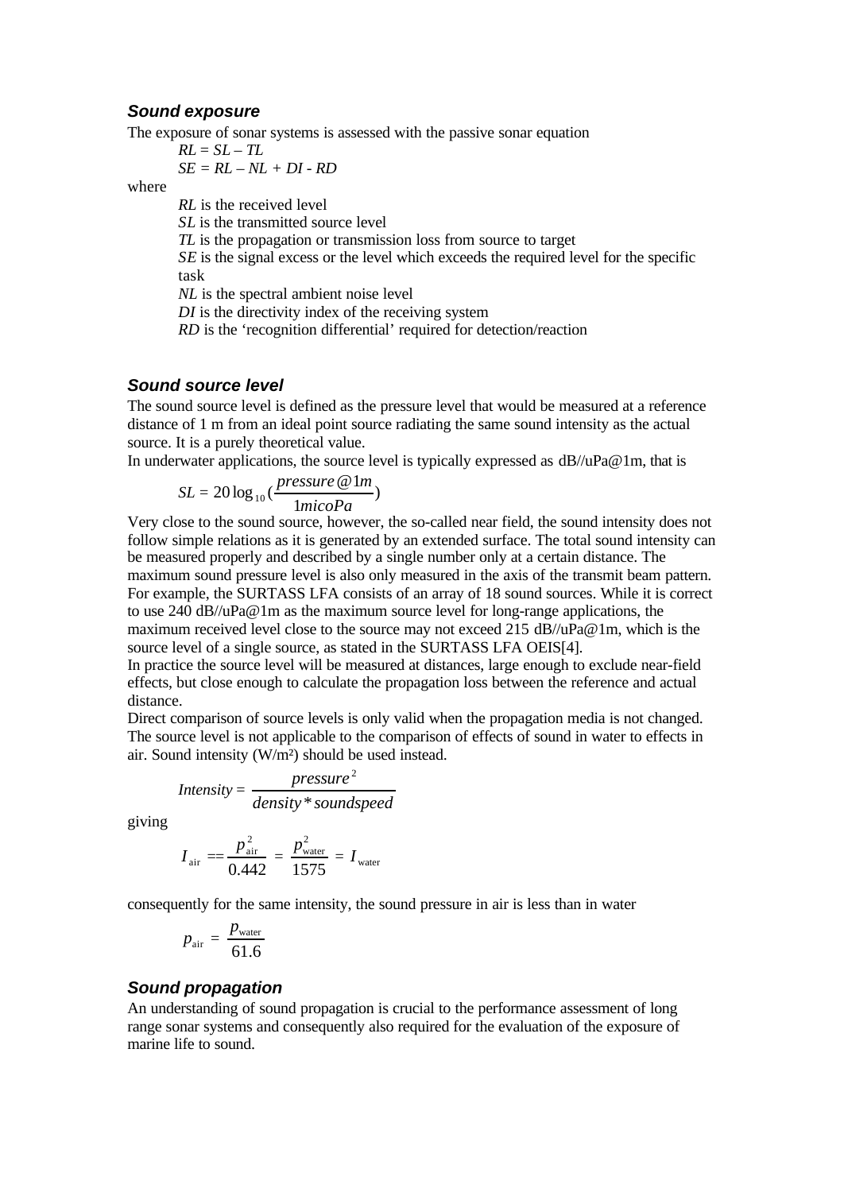### Sound exposure

The exposure of sonar systems is assessed with the passive sonar equation

$$RL = SL - TL$$

$$SE = RL - NL + DI - RD$$

where

*RL* is the received level
*SL* is the transmitted source level
*TL* is the propagation or transmission loss from source to target
*SE* is the signal excess or the level which exceeds the required level for the specific task
*NL* is the spectral ambient noise level
*DI* is the directivity index of the receiving system
*RD* is the 'recognition differential' required for detection/reaction

### Sound source level

The sound source level is defined as the pressure level that would be measured at a reference distance of 1 m from an ideal point source radiating the same sound intensity as the actual source. It is a purely theoretical value.

In underwater applications, the source level is typically expressed as dB//uPa@1m, that is

$$SL = 20\log_{10}\left(\frac{pressure@1m}{1micoPa}\right)$$

Very close to the sound source, however, the so-called near field, the sound intensity does not follow simple relations as it is generated by an extended surface. The total sound intensity can be measured properly and described by a single number only at a certain distance. The maximum sound pressure level is also only measured in the axis of the transmit beam pattern. For example, the SURTASS LFA consists of an array of 18 sound sources. While it is correct to use 240 dB//uPa@1m as the maximum source level for long-range applications, the maximum received level close to the source may not exceed 215 dB//uPa@1m, which is the source level of a single source, as stated in the SURTASS LFA OEIS[4].

In practice the source level will be measured at distances, large enough to exclude near-field effects, but close enough to calculate the propagation loss between the reference and actual distance.

Direct comparison of source levels is only valid when the propagation media is not changed. The source level is not applicable to the comparison of effects of sound in water to effects in air. Sound intensity (W/m²) should be used instead.

$$Intensity = \frac{pressure^2}{density * soundspeed}$$

giving

$$I_{\text{air}} == \frac{p_{\text{air}}^2}{0.442} = \frac{p_{\text{water}}^2}{1575} = I_{\text{water}}$$

consequently for the same intensity, the sound pressure in air is less than in water

$$p_{\text{air}} = \frac{p_{\text{water}}}{61.6}$$

### Sound propagation

An understanding of sound propagation is crucial to the performance assessment of long range sonar systems and consequently also required for the evaluation of the exposure of marine life to sound.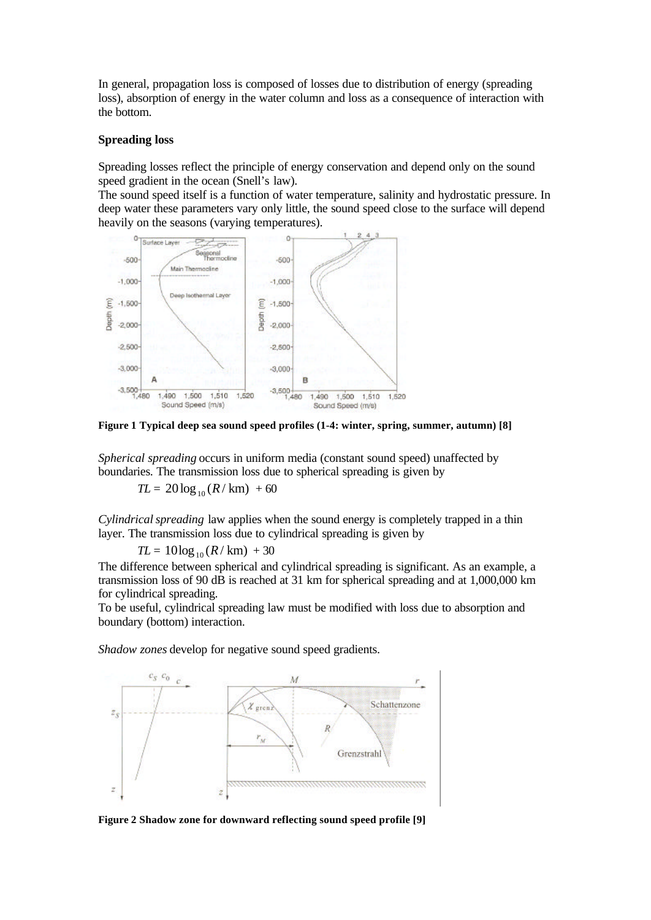In general, propagation loss is composed of losses due to distribution of energy (spreading loss), absorption of energy in the water column and loss as a consequence of interaction with the bottom.

**Spreading loss**

Spreading losses reflect the principle of energy conservation and depend only on the sound speed gradient in the ocean (Snell's law).
The sound speed itself is a function of water temperature, salinity and hydrostatic pressure. In deep water these parameters vary only little, the sound speed close to the surface will depend heavily on the seasons (varying temperatures).

**Figure 1 Typical deep sea sound speed profiles (1-4: winter, spring, summer, autumn) [8]**

*Spherical spreading* occurs in uniform media (constant sound speed) unaffected by boundaries. The transmission loss due to spherical spreading is given by

$$TL = 20\log_{10}(R/\text{km}) + 60$$

*Cylindrical spreading* law applies when the sound energy is completely trapped in a thin layer. The transmission loss due to cylindrical spreading is given by

$$TL = 10\log_{10}(R/\text{km}) + 30$$

The difference between spherical and cylindrical spreading is significant. As an example, a transmission loss of 90 dB is reached at 31 km for spherical spreading and at 1,000,000 km for cylindrical spreading.
To be useful, cylindrical spreading law must be modified with loss due to absorption and boundary (bottom) interaction.

*Shadow zones* develop for negative sound speed gradients.

**Figure 2 Shadow zone for downward reflecting sound speed profile [9]**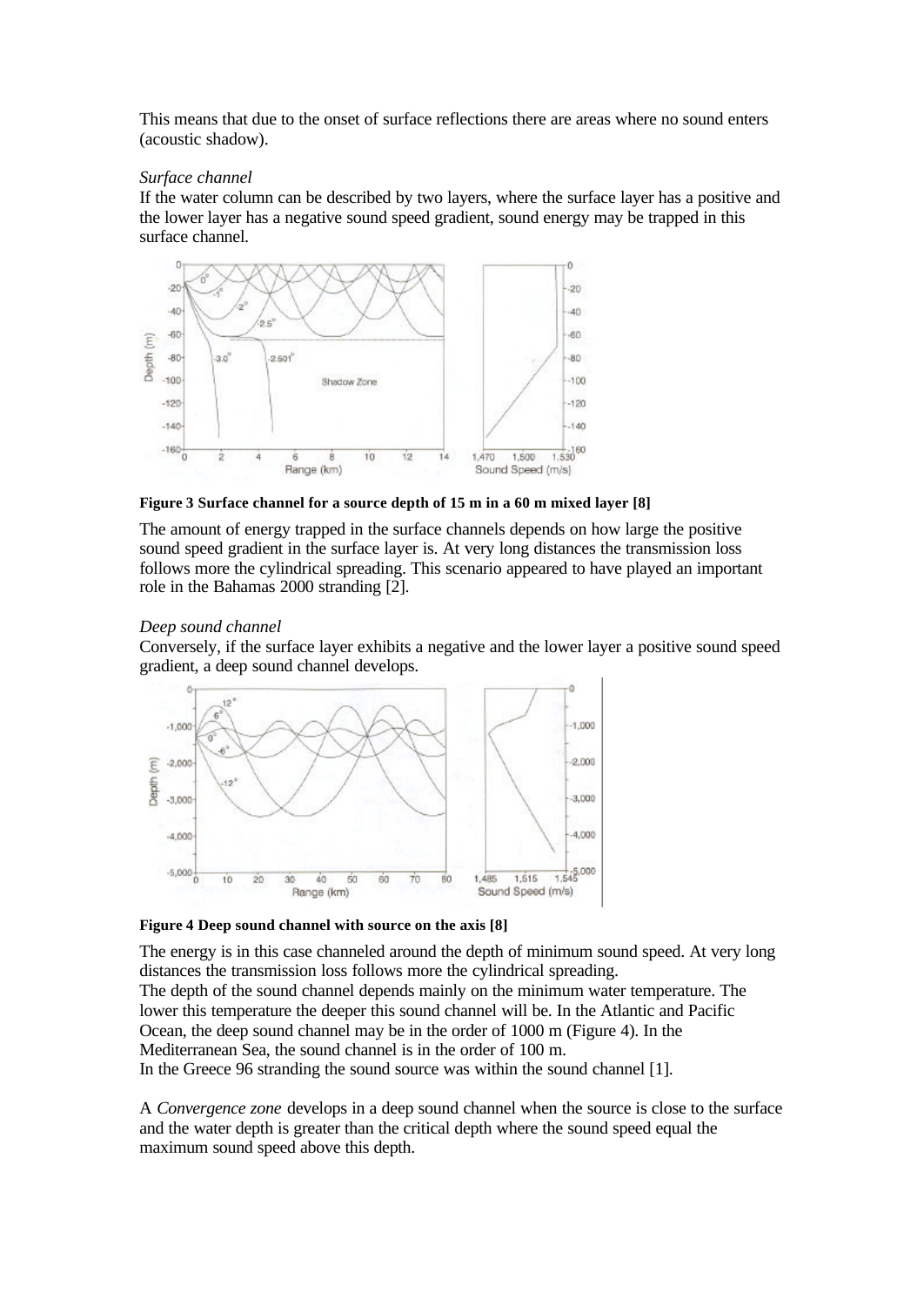This means that due to the onset of surface reflections there are areas where no sound enters (acoustic shadow).

*Surface channel*

If the water column can be described by two layers, where the surface layer has a positive and the lower layer has a negative sound speed gradient, sound energy may be trapped in this surface channel.

**Figure 3 Surface channel for a source depth of 15 m in a 60 m mixed layer [8]**

The amount of energy trapped in the surface channels depends on how large the positive sound speed gradient in the surface layer is. At very long distances the transmission loss follows more the cylindrical spreading. This scenario appeared to have played an important role in the Bahamas 2000 stranding [2].

*Deep sound channel*

Conversely, if the surface layer exhibits a negative and the lower layer a positive sound speed gradient, a deep sound channel develops.

**Figure 4 Deep sound channel with source on the axis [8]**

The energy is in this case channeled around the depth of minimum sound speed. At very long distances the transmission loss follows more the cylindrical spreading.
The depth of the sound channel depends mainly on the minimum water temperature. The lower this temperature the deeper this sound channel will be. In the Atlantic and Pacific Ocean, the deep sound channel may be in the order of 1000 m (Figure 4). In the Mediterranean Sea, the sound channel is in the order of 100 m.
In the Greece 96 stranding the sound source was within the sound channel [1].

A *Convergence zone* develops in a deep sound channel when the source is close to the surface and the water depth is greater than the critical depth where the sound speed equal the maximum sound speed above this depth.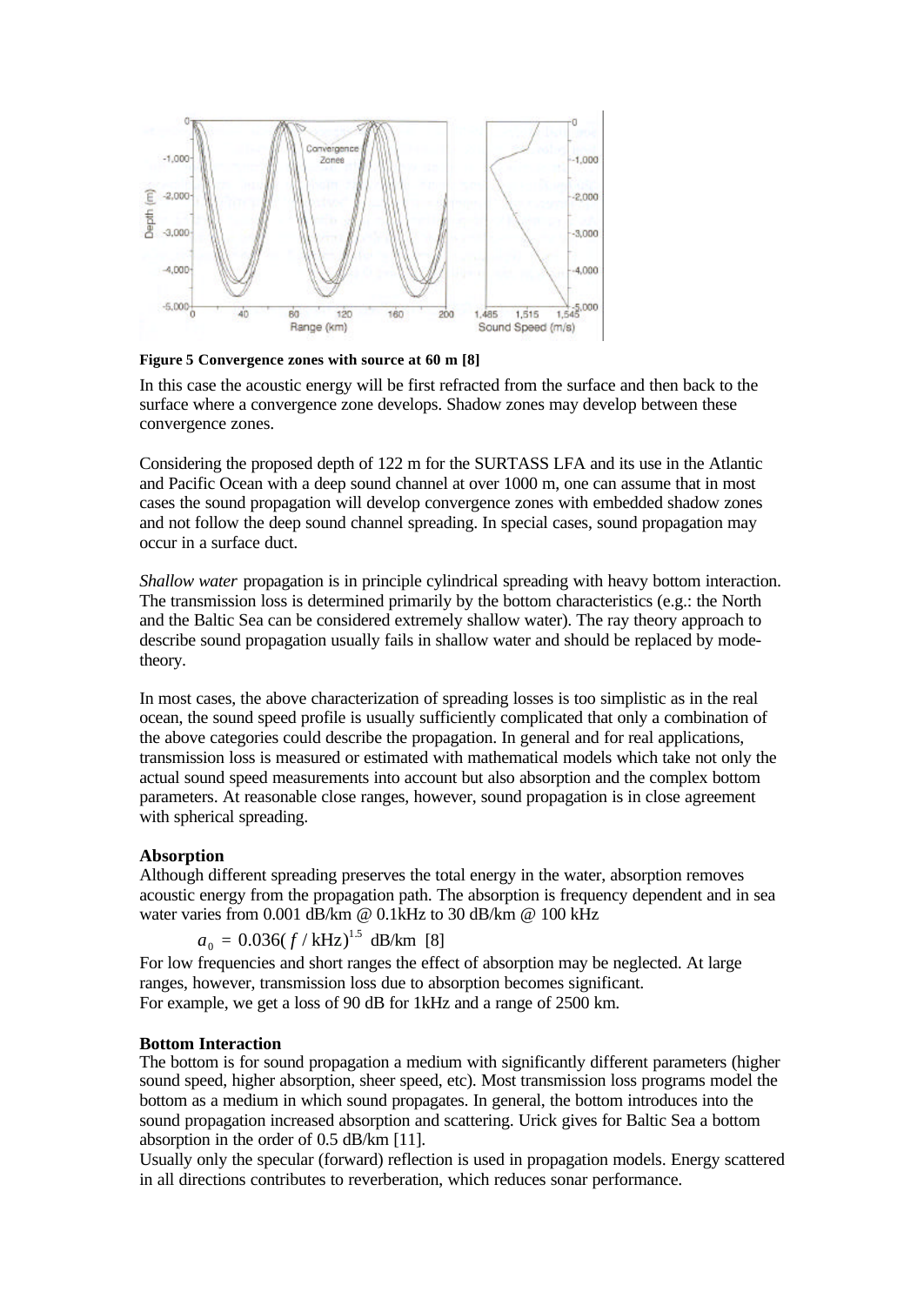**Figure 5 Convergence zones with source at 60 m [8]**

In this case the acoustic energy will be first refracted from the surface and then back to the surface where a convergence zone develops. Shadow zones may develop between these convergence zones.

Considering the proposed depth of 122 m for the SURTASS LFA and its use in the Atlantic and Pacific Ocean with a deep sound channel at over 1000 m, one can assume that in most cases the sound propagation will develop convergence zones with embedded shadow zones and not follow the deep sound channel spreading. In special cases, sound propagation may occur in a surface duct.

*Shallow water* propagation is in principle cylindrical spreading with heavy bottom interaction. The transmission loss is determined primarily by the bottom characteristics (e.g.: the North and the Baltic Sea can be considered extremely shallow water). The ray theory approach to describe sound propagation usually fails in shallow water and should be replaced by mode-theory.

In most cases, the above characterization of spreading losses is too simplistic as in the real ocean, the sound speed profile is usually sufficiently complicated that only a combination of the above categories could describe the propagation. In general and for real applications, transmission loss is measured or estimated with mathematical models which take not only the actual sound speed measurements into account but also absorption and the complex bottom parameters. At reasonable close ranges, however, sound propagation is in close agreement with spherical spreading.

**Absorption**

Although different spreading preserves the total energy in the water, absorption removes acoustic energy from the propagation path. The absorption is frequency dependent and in sea water varies from 0.001 dB/km @ 0.1kHz to 30 dB/km @ 100 kHz

$$a_0 = 0.036(f/\mathrm{kHz})^{1.5} \text{ dB/km} \quad [8]$$

For low frequencies and short ranges the effect of absorption may be neglected. At large ranges, however, transmission loss due to absorption becomes significant.
For example, we get a loss of 90 dB for 1kHz and a range of 2500 km.

**Bottom Interaction**

The bottom is for sound propagation a medium with significantly different parameters (higher sound speed, higher absorption, sheer speed, etc). Most transmission loss programs model the bottom as a medium in which sound propagates. In general, the bottom introduces into the sound propagation increased absorption and scattering. Urick gives for Baltic Sea a bottom absorption in the order of 0.5 dB/km [11].
Usually only the specular (forward) reflection is used in propagation models. Energy scattered in all directions contributes to reverberation, which reduces sonar performance.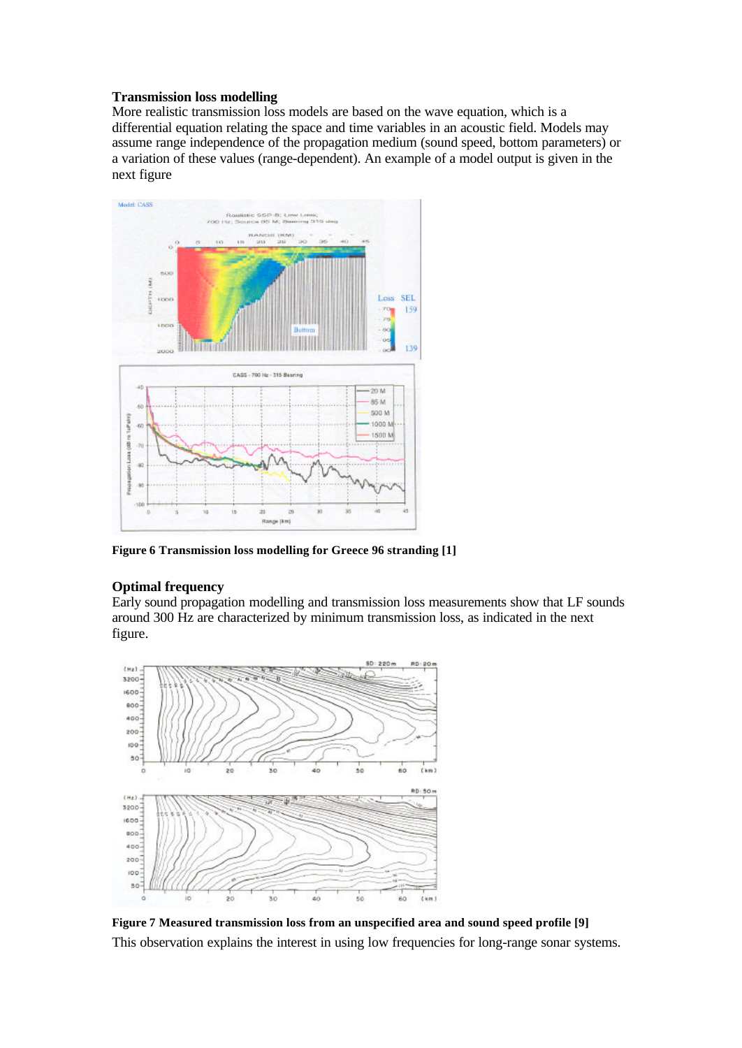**Transmission loss modelling**

More realistic transmission loss models are based on the wave equation, which is a differential equation relating the space and time variables in an acoustic field. Models may assume range independence of the propagation medium (sound speed, bottom parameters) or a variation of these values (range-dependent). An example of a model output is given in the next figure

**Figure 6 Transmission loss modelling for Greece 96 stranding [1]**

**Optimal frequency**

Early sound propagation modelling and transmission loss measurements show that LF sounds around 300 Hz are characterized by minimum transmission loss, as indicated in the next figure.

**Figure 7 Measured transmission loss from an unspecified area and sound speed profile [9]**

This observation explains the interest in using low frequencies for long-range sonar systems.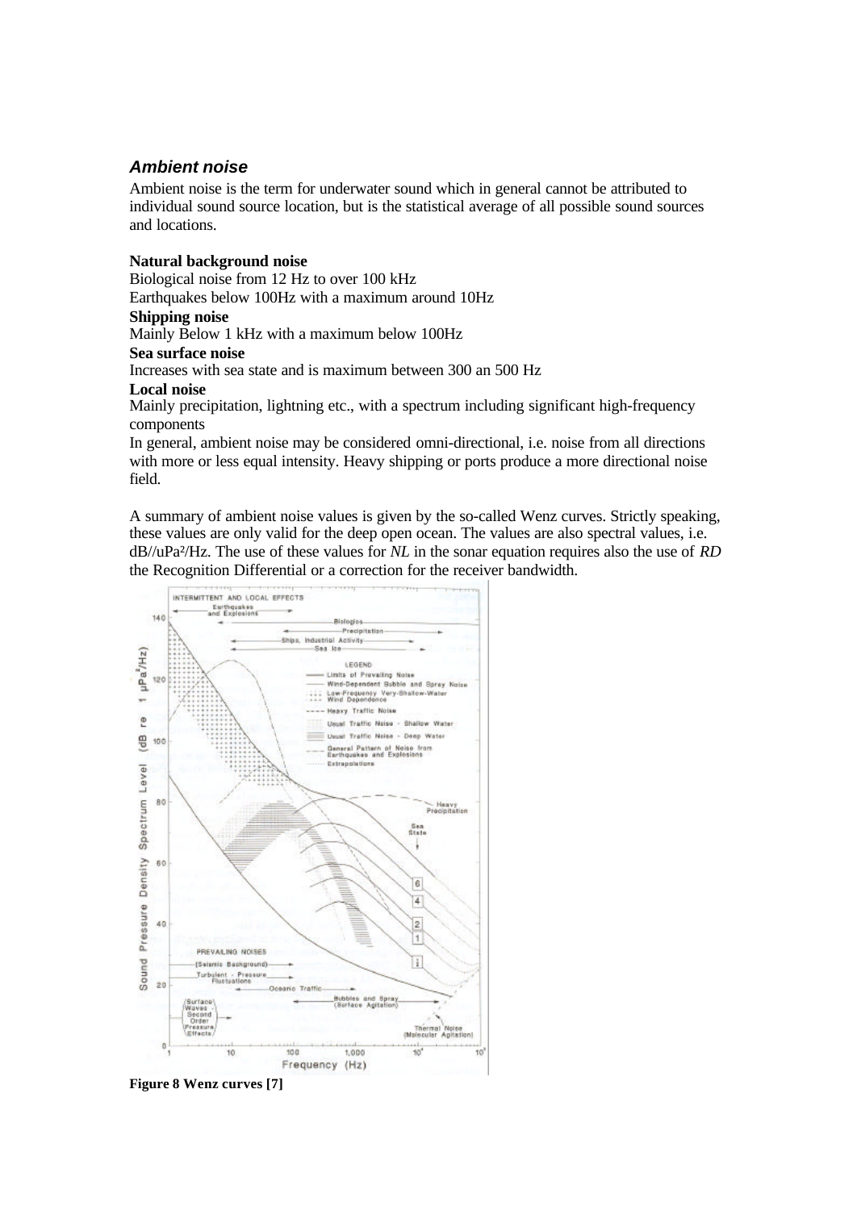### *Ambient noise*

Ambient noise is the term for underwater sound which in general cannot be attributed to individual sound source location, but is the statistical average of all possible sound sources and locations.

**Natural background noise**
Biological noise from 12 Hz to over 100 kHz
Earthquakes below 100Hz with a maximum around 10Hz
**Shipping noise**
Mainly Below 1 kHz with a maximum below 100Hz
**Sea surface noise**
Increases with sea state and is maximum between 300 an 500 Hz
**Local noise**
Mainly precipitation, lightning etc., with a spectrum including significant high-frequency components
In general, ambient noise may be considered omni-directional, i.e. noise from all directions with more or less equal intensity. Heavy shipping or ports produce a more directional noise field.

A summary of ambient noise values is given by the so-called Wenz curves. Strictly speaking, these values are only valid for the deep open ocean. The values are also spectral values, i.e. dB//uPa²/Hz. The use of these values for *NL* in the sonar equation requires also the use of *RD* the Recognition Differential or a correction for the receiver bandwidth.

**Figure 8 Wenz curves [7]**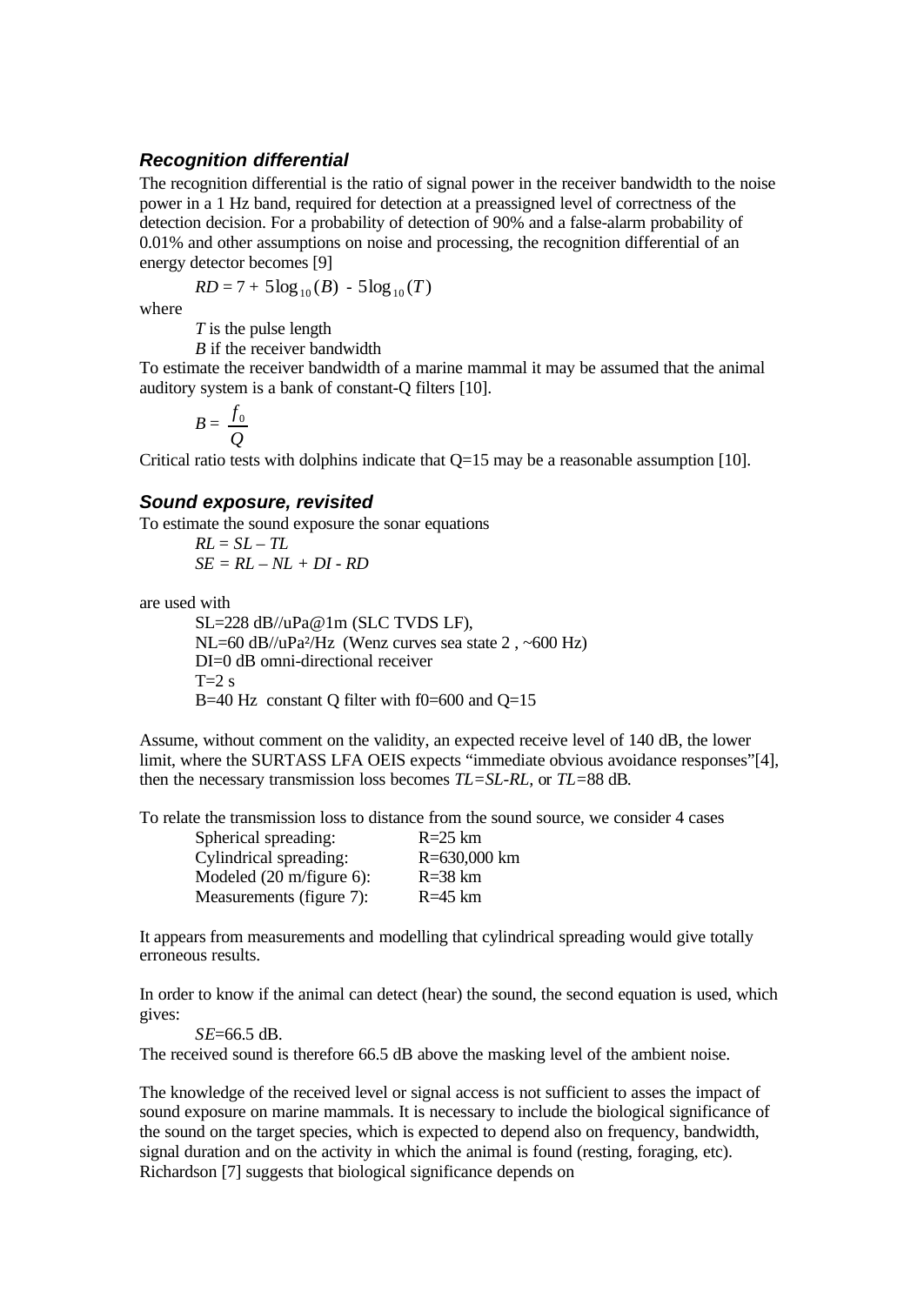### *Recognition differential*

The recognition differential is the ratio of signal power in the receiver bandwidth to the noise power in a 1 Hz band, required for detection at a preassigned level of correctness of the detection decision. For a probability of detection of 90% and a false-alarm probability of 0.01% and other assumptions on noise and processing, the recognition differential of an energy detector becomes [9]

$$RD = 7 + 5\log_{10}(B) - 5\log_{10}(T)$$

where

$T$ is the pulse length

$B$ if the receiver bandwidth

To estimate the receiver bandwidth of a marine mammal it may be assumed that the animal auditory system is a bank of constant-Q filters [10].

$$B = \frac{f_0}{Q}$$

Critical ratio tests with dolphins indicate that Q=15 may be a reasonable assumption [10].

### *Sound exposure, revisited*

To estimate the sound exposure the sonar equations

$RL = SL - TL$

$SE = RL - NL + DI - RD$

are used with

SL=228 dB//uPa@1m (SLC TVDS LF),
NL=60 dB//uPa²/Hz (Wenz curves sea state 2 , ~600 Hz)
DI=0 dB omni-directional receiver
T=2 s
B=40 Hz constant Q filter with f0=600 and Q=15

Assume, without comment on the validity, an expected receive level of 140 dB, the lower limit, where the SURTASS LFA OEIS expects "immediate obvious avoidance responses"[4], then the necessary transmission loss becomes $TL=SL-RL$, or $TL=88$ dB.

To relate the transmission loss to distance from the sound source, we consider 4 cases

| | |
|---|---|
| Spherical spreading: | R=25 km |
| Cylindrical spreading: | R=630,000 km |
| Modeled (20 m/figure 6): | R=38 km |
| Measurements (figure 7): | R=45 km |

It appears from measurements and modelling that cylindrical spreading would give totally erroneous results.

In order to know if the animal can detect (hear) the sound, the second equation is used, which gives:

$SE$=66.5 dB.

The received sound is therefore 66.5 dB above the masking level of the ambient noise.

The knowledge of the received level or signal access is not sufficient to asses the impact of sound exposure on marine mammals. It is necessary to include the biological significance of the sound on the target species, which is expected to depend also on frequency, bandwidth, signal duration and on the activity in which the animal is found (resting, foraging, etc). Richardson [7] suggests that biological significance depends on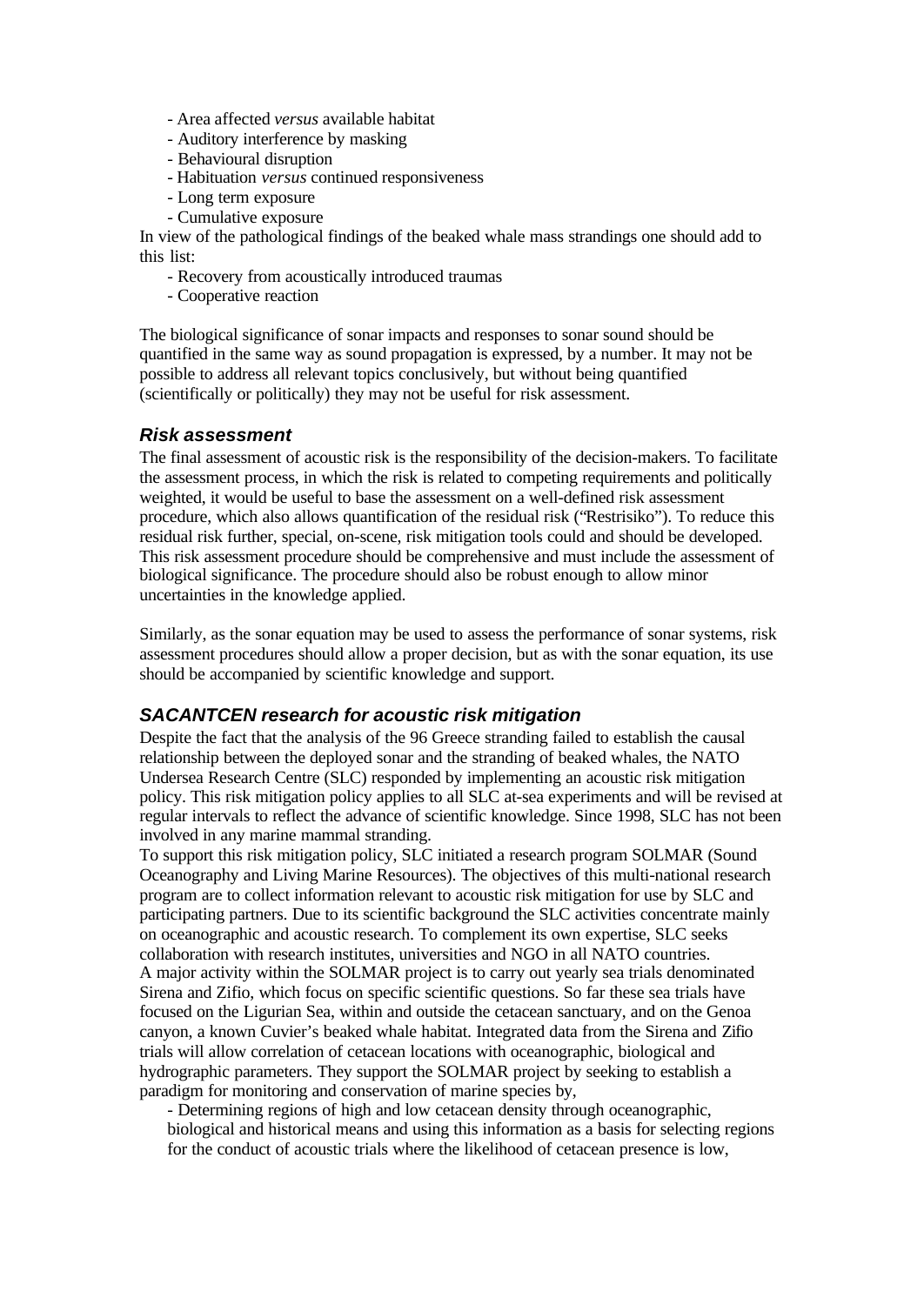- Area affected *versus* available habitat
- Auditory interference by masking
- Behavioural disruption
- Habituation *versus* continued responsiveness
- Long term exposure
- Cumulative exposure

In view of the pathological findings of the beaked whale mass strandings one should add to this list:

- Recovery from acoustically introduced traumas
- Cooperative reaction

The biological significance of sonar impacts and responses to sonar sound should be quantified in the same way as sound propagation is expressed, by a number. It may not be possible to address all relevant topics conclusively, but without being quantified (scientifically or politically) they may not be useful for risk assessment.

### *Risk assessment*

The final assessment of acoustic risk is the responsibility of the decision-makers. To facilitate the assessment process, in which the risk is related to competing requirements and politically weighted, it would be useful to base the assessment on a well-defined risk assessment procedure, which also allows quantification of the residual risk ("Restrisiko"). To reduce this residual risk further, special, on-scene, risk mitigation tools could and should be developed. This risk assessment procedure should be comprehensive and must include the assessment of biological significance. The procedure should also be robust enough to allow minor uncertainties in the knowledge applied.

Similarly, as the sonar equation may be used to assess the performance of sonar systems, risk assessment procedures should allow a proper decision, but as with the sonar equation, its use should be accompanied by scientific knowledge and support.

### *SACANTCEN research for acoustic risk mitigation*

Despite the fact that the analysis of the 96 Greece stranding failed to establish the causal relationship between the deployed sonar and the stranding of beaked whales, the NATO Undersea Research Centre (SLC) responded by implementing an acoustic risk mitigation policy. This risk mitigation policy applies to all SLC at-sea experiments and will be revised at regular intervals to reflect the advance of scientific knowledge. Since 1998, SLC has not been involved in any marine mammal stranding.

To support this risk mitigation policy, SLC initiated a research program SOLMAR (Sound Oceanography and Living Marine Resources). The objectives of this multi-national research program are to collect information relevant to acoustic risk mitigation for use by SLC and participating partners. Due to its scientific background the SLC activities concentrate mainly on oceanographic and acoustic research. To complement its own expertise, SLC seeks collaboration with research institutes, universities and NGO in all NATO countries.

A major activity within the SOLMAR project is to carry out yearly sea trials denominated Sirena and Zifio, which focus on specific scientific questions. So far these sea trials have focused on the Ligurian Sea, within and outside the cetacean sanctuary, and on the Genoa canyon, a known Cuvier's beaked whale habitat. Integrated data from the Sirena and Zifio trials will allow correlation of cetacean locations with oceanographic, biological and hydrographic parameters. They support the SOLMAR project by seeking to establish a paradigm for monitoring and conservation of marine species by,

- Determining regions of high and low cetacean density through oceanographic, biological and historical means and using this information as a basis for selecting regions for the conduct of acoustic trials where the likelihood of cetacean presence is low,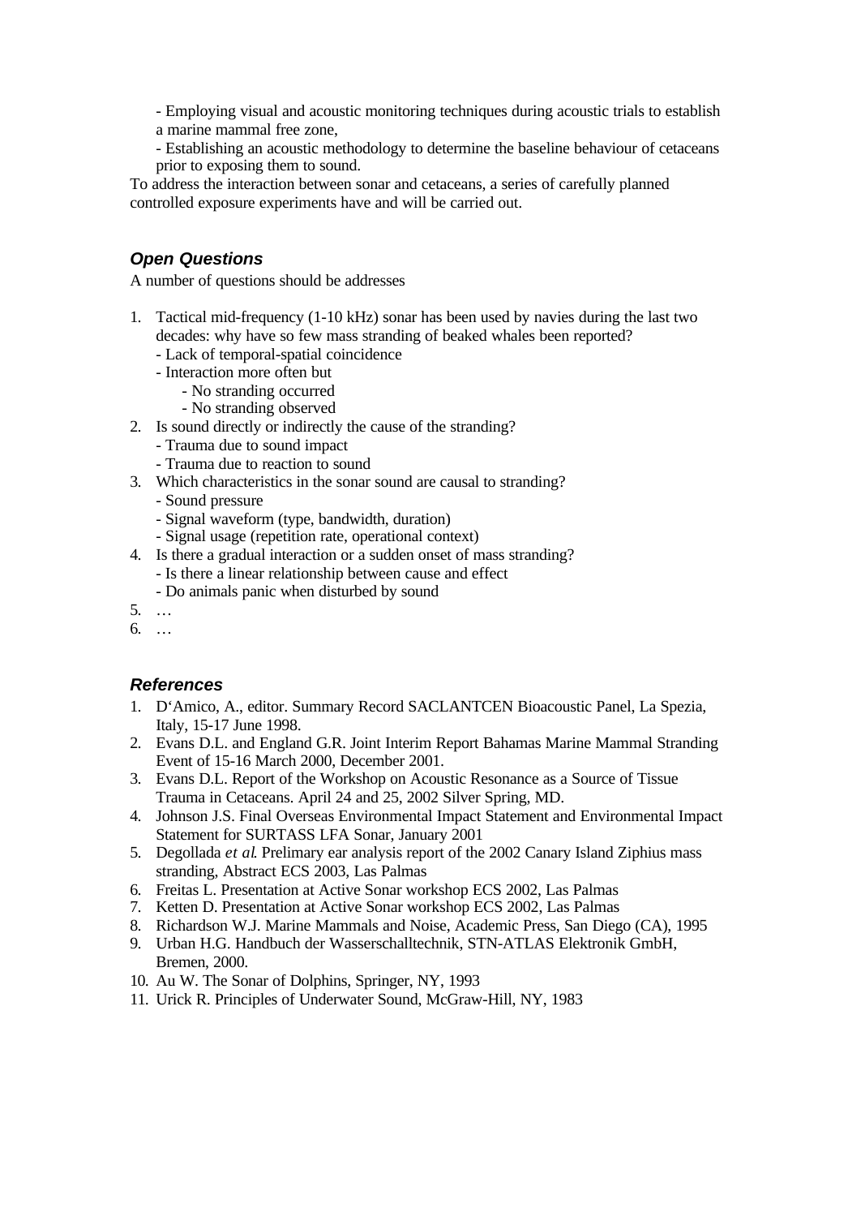- Employing visual and acoustic monitoring techniques during acoustic trials to establish a marine mammal free zone,

- Establishing an acoustic methodology to determine the baseline behaviour of cetaceans prior to exposing them to sound.

To address the interaction between sonar and cetaceans, a series of carefully planned controlled exposure experiments have and will be carried out.

### *Open Questions*

A number of questions should be addresses

1. Tactical mid-frequency (1-10 kHz) sonar has been used by navies during the last two decades: why have so few mass stranding of beaked whales been reported?
   - Lack of temporal-spatial coincidence
   - Interaction more often but
     - No stranding occurred
     - No stranding observed
2. Is sound directly or indirectly the cause of the stranding?
   - Trauma due to sound impact
   - Trauma due to reaction to sound
3. Which characteristics in the sonar sound are causal to stranding?
   - Sound pressure
   - Signal waveform (type, bandwidth, duration)
   - Signal usage (repetition rate, operational context)
4. Is there a gradual interaction or a sudden onset of mass stranding?
   - Is there a linear relationship between cause and effect
   - Do animals panic when disturbed by sound
5. …
6. …

### *References*

1. D'Amico, A., editor. Summary Record SACLANTCEN Bioacoustic Panel, La Spezia, Italy, 15-17 June 1998.
2. Evans D.L. and England G.R. Joint Interim Report Bahamas Marine Mammal Stranding Event of 15-16 March 2000, December 2001.
3. Evans D.L. Report of the Workshop on Acoustic Resonance as a Source of Tissue Trauma in Cetaceans. April 24 and 25, 2002 Silver Spring, MD.
4. Johnson J.S. Final Overseas Environmental Impact Statement and Environmental Impact Statement for SURTASS LFA Sonar, January 2001
5. Degollada *et al*. Prelimary ear analysis report of the 2002 Canary Island Ziphius mass stranding, Abstract ECS 2003, Las Palmas
6. Freitas L. Presentation at Active Sonar workshop ECS 2002, Las Palmas
7. Ketten D. Presentation at Active Sonar workshop ECS 2002, Las Palmas
8. Richardson W.J. Marine Mammals and Noise, Academic Press, San Diego (CA), 1995
9. Urban H.G. Handbuch der Wasserschalltechnik, STN-ATLAS Elektronik GmbH, Bremen, 2000.
10. Au W. The Sonar of Dolphins, Springer, NY, 1993
11. Urick R. Principles of Underwater Sound, McGraw-Hill, NY, 1983